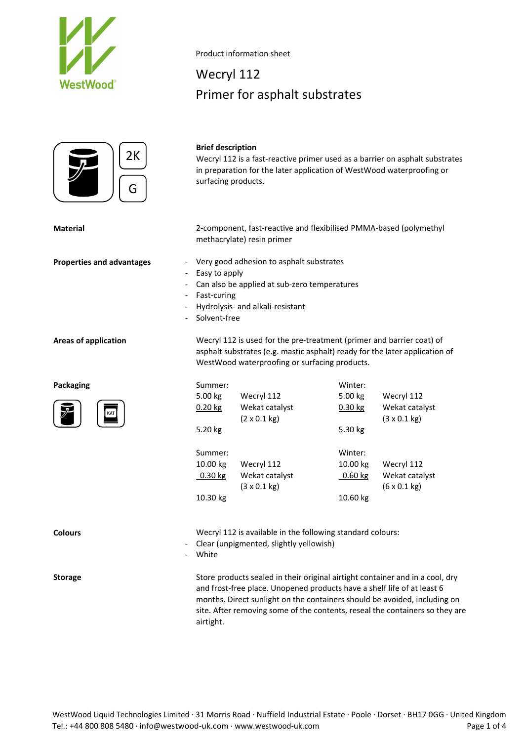Product information sheet

# Wecryl 112
# Primer for asphalt substrates

2K

G

**Brief description**

Wecryl 112 is a fast-reactive primer used as a barrier on asphalt substrates in preparation for the later application of WestWood waterproofing or surfacing products.

**Material**

2-component, fast-reactive and flexibilised PMMA-based (polymethyl methacrylate) resin primer

**Properties and advantages**

- Very good adhesion to asphalt substrates
- Easy to apply
- Can also be applied at sub-zero temperatures
- Fast-curing
- Hydrolysis- and alkali-resistant
- Solvent-free

**Areas of application**

Wecryl 112 is used for the pre-treatment (primer and barrier coat) of asphalt substrates (e.g. mastic asphalt) ready for the later application of WestWood waterproofing or surfacing products.

**Packaging**

KAT

| Summer: | | Winter: | |
|---|---|---|---|
| 5.00 kg | Wecryl 112 | 5.00 kg | Wecryl 112 |
| 0.20 kg | Wekat catalyst (2 x 0.1 kg) | 0.30 kg | Wekat catalyst (3 x 0.1 kg) |
| 5.20 kg | | 5.30 kg | |

| Summer: | | Winter: | |
|---|---|---|---|
| 10.00 kg | Wecryl 112 | 10.00 kg | Wecryl 112 |
| 0.30 kg | Wekat catalyst (3 x 0.1 kg) | 0.60 kg | Wekat catalyst (6 x 0.1 kg) |
| 10.30 kg | | 10.60 kg | |

**Colours**

Wecryl 112 is available in the following standard colours:

- Clear (unpigmented, slightly yellowish)
- White

**Storage**

Store products sealed in their original airtight container and in a cool, dry and frost-free place. Unopened products have a shelf life of at least 6 months. Direct sunlight on the containers should be avoided, including on site. After removing some of the contents, reseal the containers so they are airtight.

WestWood Liquid Technologies Limited · 31 Morris Road · Nuffield Industrial Estate · Poole · Dorset · BH17 0GG · United Kingdom
Tel.: +44 800 808 5480 · info@westwood-uk.com · www.westwood-uk.com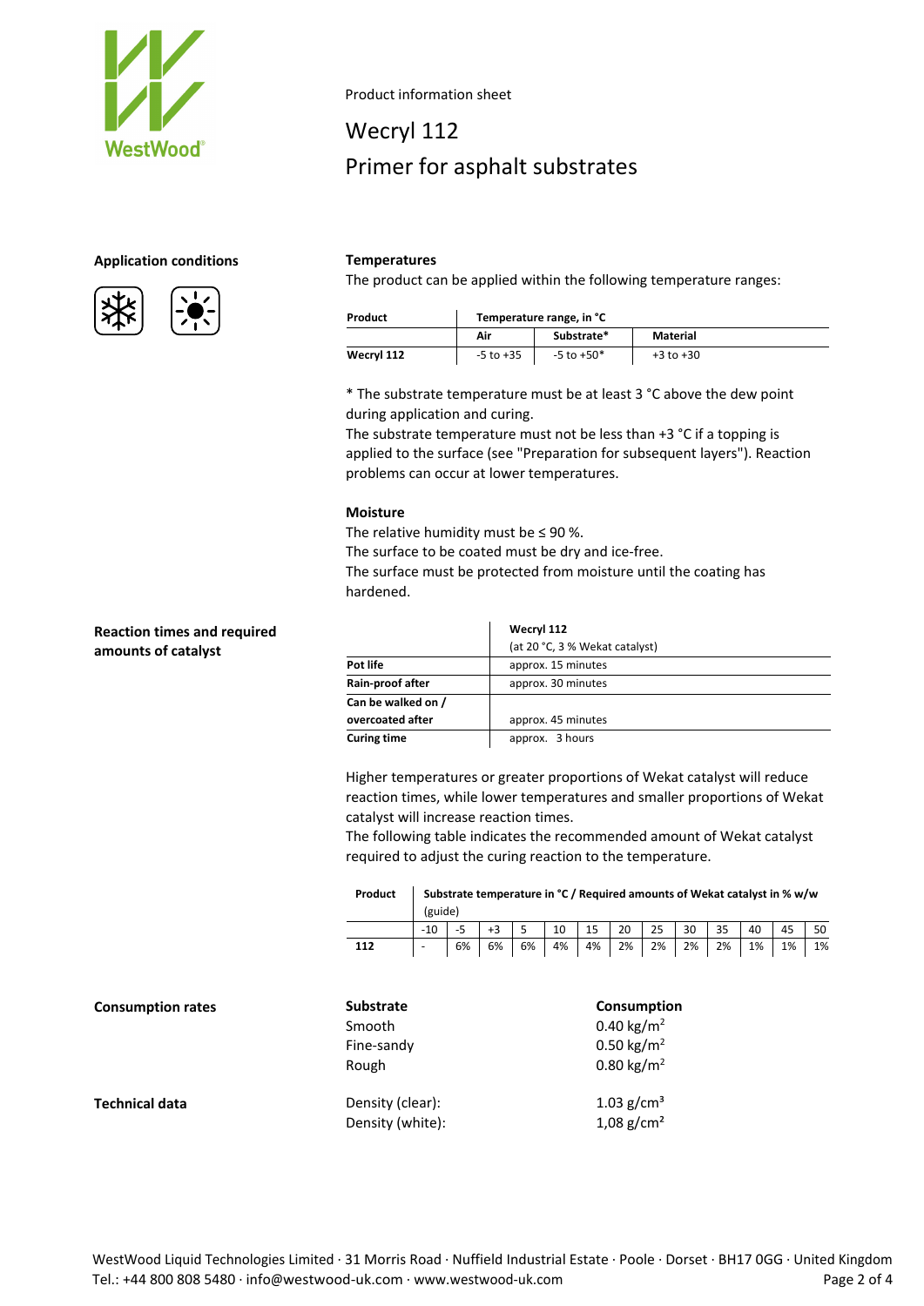Product information sheet

# Wecryl 112

# Primer for asphalt substrates

## Application conditions

### Temperatures

The product can be applied within the following temperature ranges:

| Product | Temperature range, in °C | | |
|---|---|---|---|
| | Air | Substrate* | Material |
| Wecryl 112 | -5 to +35 | -5 to +50* | +3 to +30 |

* The substrate temperature must be at least 3 °C above the dew point during application and curing.
The substrate temperature must not be less than +3 °C if a topping is applied to the surface (see "Preparation for subsequent layers"). Reaction problems can occur at lower temperatures.

### Moisture

The relative humidity must be ≤ 90 %.
The surface to be coated must be dry and ice-free.
The surface must be protected from moisture until the coating has hardened.

## Reaction times and required amounts of catalyst

| | Wecryl 112 (at 20 °C, 3 % Wekat catalyst) |
|---|---|
| Pot life | approx. 15 minutes |
| Rain-proof after | approx. 30 minutes |
| Can be walked on / overcoated after | approx. 45 minutes |
| Curing time | approx. 3 hours |

Higher temperatures or greater proportions of Wekat catalyst will reduce reaction times, while lower temperatures and smaller proportions of Wekat catalyst will increase reaction times.
The following table indicates the recommended amount of Wekat catalyst required to adjust the curing reaction to the temperature.

| Product | Substrate temperature in °C / Required amounts of Wekat catalyst in % w/w (guide) | | | | | | | | | | | | |
|---|---|---|---|---|---|---|---|---|---|---|---|---|---|
| | -10 | -5 | +3 | 5 | 10 | 15 | 20 | 25 | 30 | 35 | 40 | 45 | 50 |
| 112 | - | 6% | 6% | 6% | 4% | 4% | 2% | 2% | 2% | 2% | 1% | 1% | 1% |

## Consumption rates

| Substrate | Consumption |
|---|---|
| Smooth | 0.40 kg/m² |
| Fine-sandy | 0.50 kg/m² |
| Rough | 0.80 kg/m² |

## Technical data

| | |
|---|---|
| Density (clear): | 1.03 g/cm³ |
| Density (white): | 1,08 g/cm² |

WestWood Liquid Technologies Limited · 31 Morris Road · Nuffield Industrial Estate · Poole · Dorset · BH17 0GG · United Kingdom
Tel.: +44 800 808 5480 · info@westwood-uk.com · www.westwood-uk.com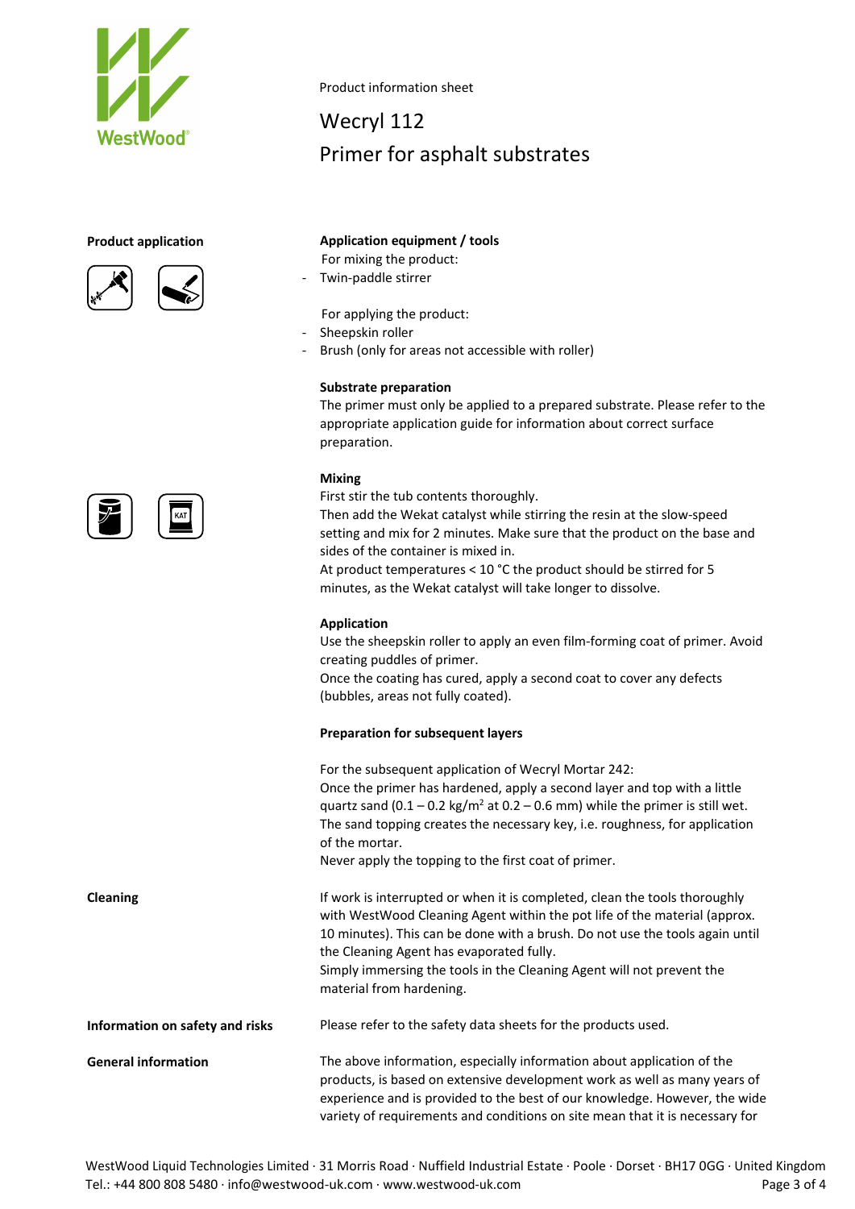Product information sheet

# Wecryl 112
# Primer for asphalt substrates

## Product application

### Application equipment / tools

For mixing the product:

- Twin-paddle stirrer

For applying the product:

- Sheepskin roller
- Brush (only for areas not accessible with roller)

### Substrate preparation

The primer must only be applied to a prepared substrate. Please refer to the appropriate application guide for information about correct surface preparation.

### Mixing

First stir the tub contents thoroughly.
Then add the Wekat catalyst while stirring the resin at the slow-speed setting and mix for 2 minutes. Make sure that the product on the base and sides of the container is mixed in.
At product temperatures < 10 °C the product should be stirred for 5 minutes, as the Wekat catalyst will take longer to dissolve.

### Application

Use the sheepskin roller to apply an even film-forming coat of primer. Avoid creating puddles of primer.
Once the coating has cured, apply a second coat to cover any defects (bubbles, areas not fully coated).

### Preparation for subsequent layers

For the subsequent application of Wecryl Mortar 242:
Once the primer has hardened, apply a second layer and top with a little quartz sand (0.1 – 0.2 kg/m² at 0.2 – 0.6 mm) while the primer is still wet. The sand topping creates the necessary key, i.e. roughness, for application of the mortar.
Never apply the topping to the first coat of primer.

## Cleaning

If work is interrupted or when it is completed, clean the tools thoroughly with WestWood Cleaning Agent within the pot life of the material (approx. 10 minutes). This can be done with a brush. Do not use the tools again until the Cleaning Agent has evaporated fully.
Simply immersing the tools in the Cleaning Agent will not prevent the material from hardening.

## Information on safety and risks

Please refer to the safety data sheets for the products used.

## General information

The above information, especially information about application of the products, is based on extensive development work as well as many years of experience and is provided to the best of our knowledge. However, the wide variety of requirements and conditions on site mean that it is necessary for

WestWood Liquid Technologies Limited · 31 Morris Road · Nuffield Industrial Estate · Poole · Dorset · BH17 0GG · United Kingdom
Tel.: +44 800 808 5480 · info@westwood-uk.com · www.westwood-uk.com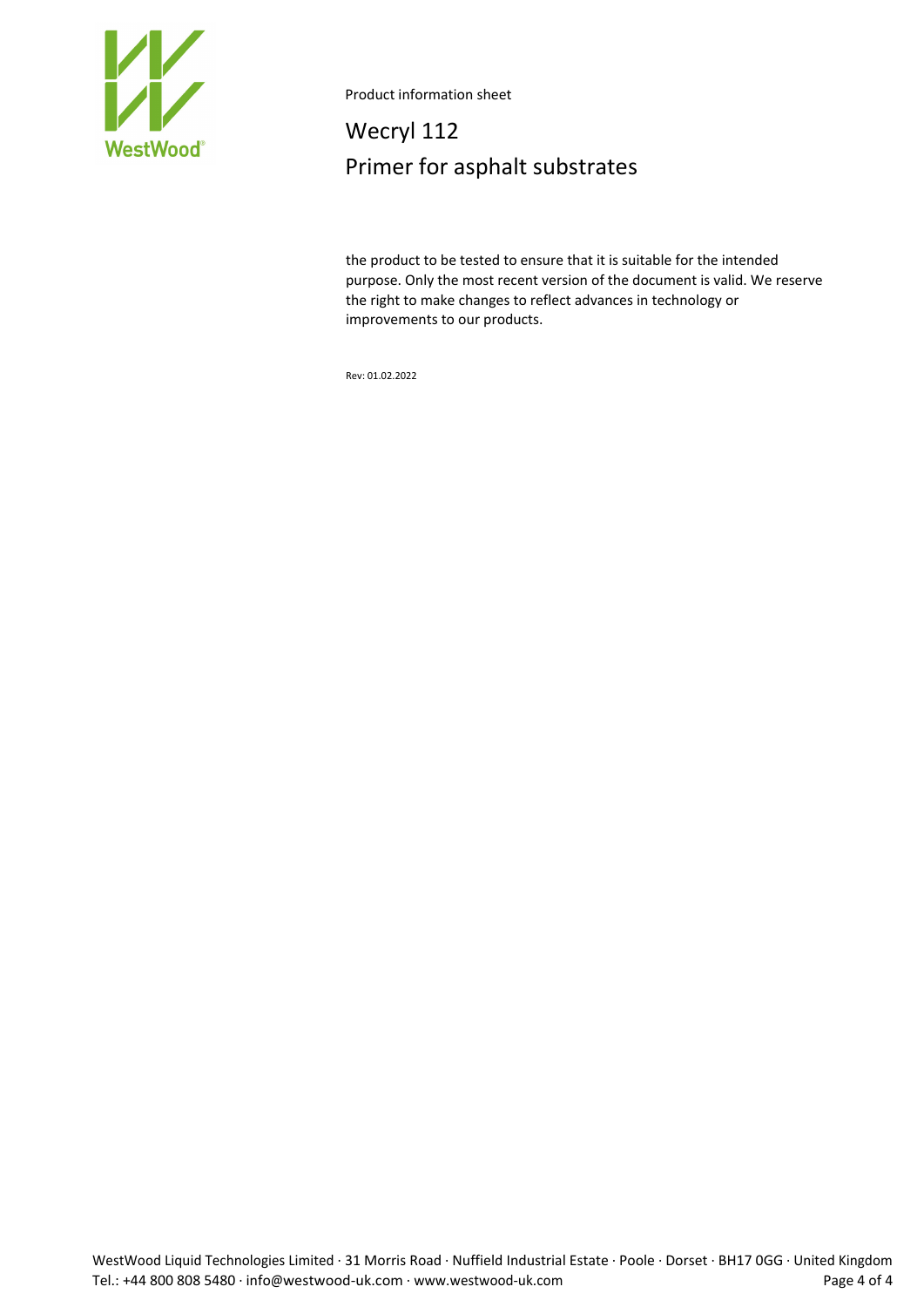the product to be tested to ensure that it is suitable for the intended purpose. Only the most recent version of the document is valid. We reserve the right to make changes to reflect advances in technology or improvements to our products.

Rev: 01.02.2022